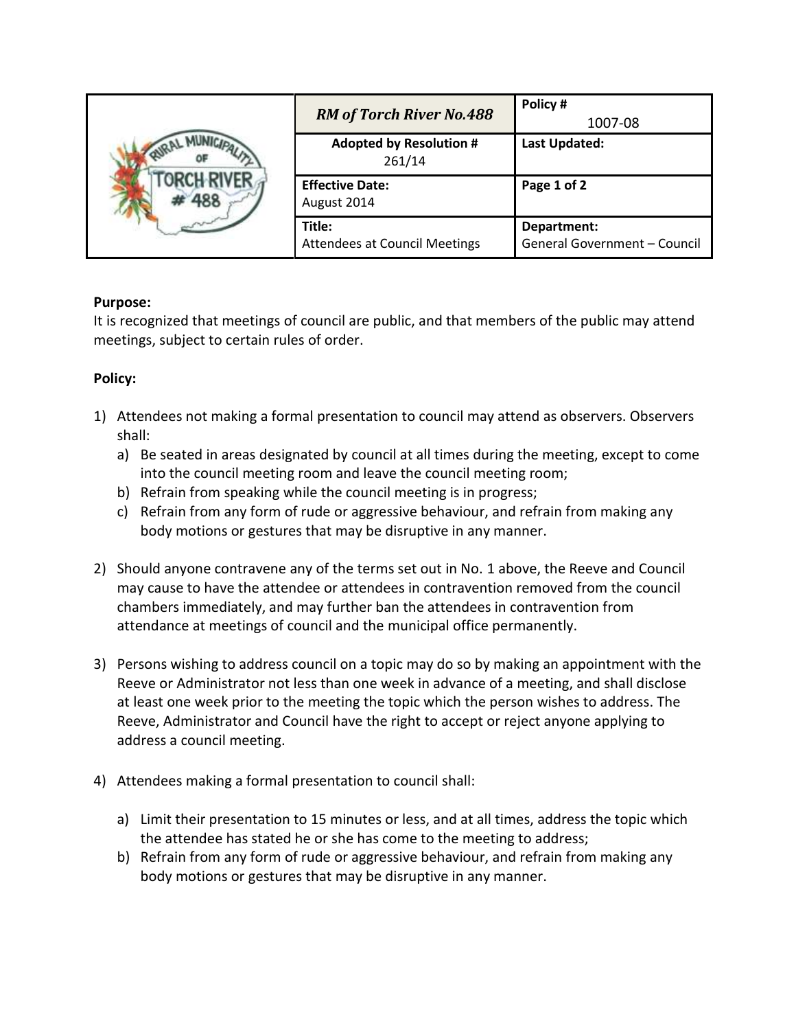| | RM of Torch River No.488 | Policy # 1007-08 |
|---|---|---|
| | Adopted by Resolution # 261/14 | Last Updated: |
| | Effective Date: August 2014 | Page 1 of 2 |
| | Title: Attendees at Council Meetings | Department: General Government – Council |

**Purpose:**
It is recognized that meetings of council are public, and that members of the public may attend meetings, subject to certain rules of order.

**Policy:**

1) Attendees not making a formal presentation to council may attend as observers. Observers shall:
   a) Be seated in areas designated by council at all times during the meeting, except to come into the council meeting room and leave the council meeting room;
   b) Refrain from speaking while the council meeting is in progress;
   c) Refrain from any form of rude or aggressive behaviour, and refrain from making any body motions or gestures that may be disruptive in any manner.

2) Should anyone contravene any of the terms set out in No. 1 above, the Reeve and Council may cause to have the attendee or attendees in contravention removed from the council chambers immediately, and may further ban the attendees in contravention from attendance at meetings of council and the municipal office permanently.

3) Persons wishing to address council on a topic may do so by making an appointment with the Reeve or Administrator not less than one week in advance of a meeting, and shall disclose at least one week prior to the meeting the topic which the person wishes to address. The Reeve, Administrator and Council have the right to accept or reject anyone applying to address a council meeting.

4) Attendees making a formal presentation to council shall:

   a) Limit their presentation to 15 minutes or less, and at all times, address the topic which the attendee has stated he or she has come to the meeting to address;
   b) Refrain from any form of rude or aggressive behaviour, and refrain from making any body motions or gestures that may be disruptive in any manner.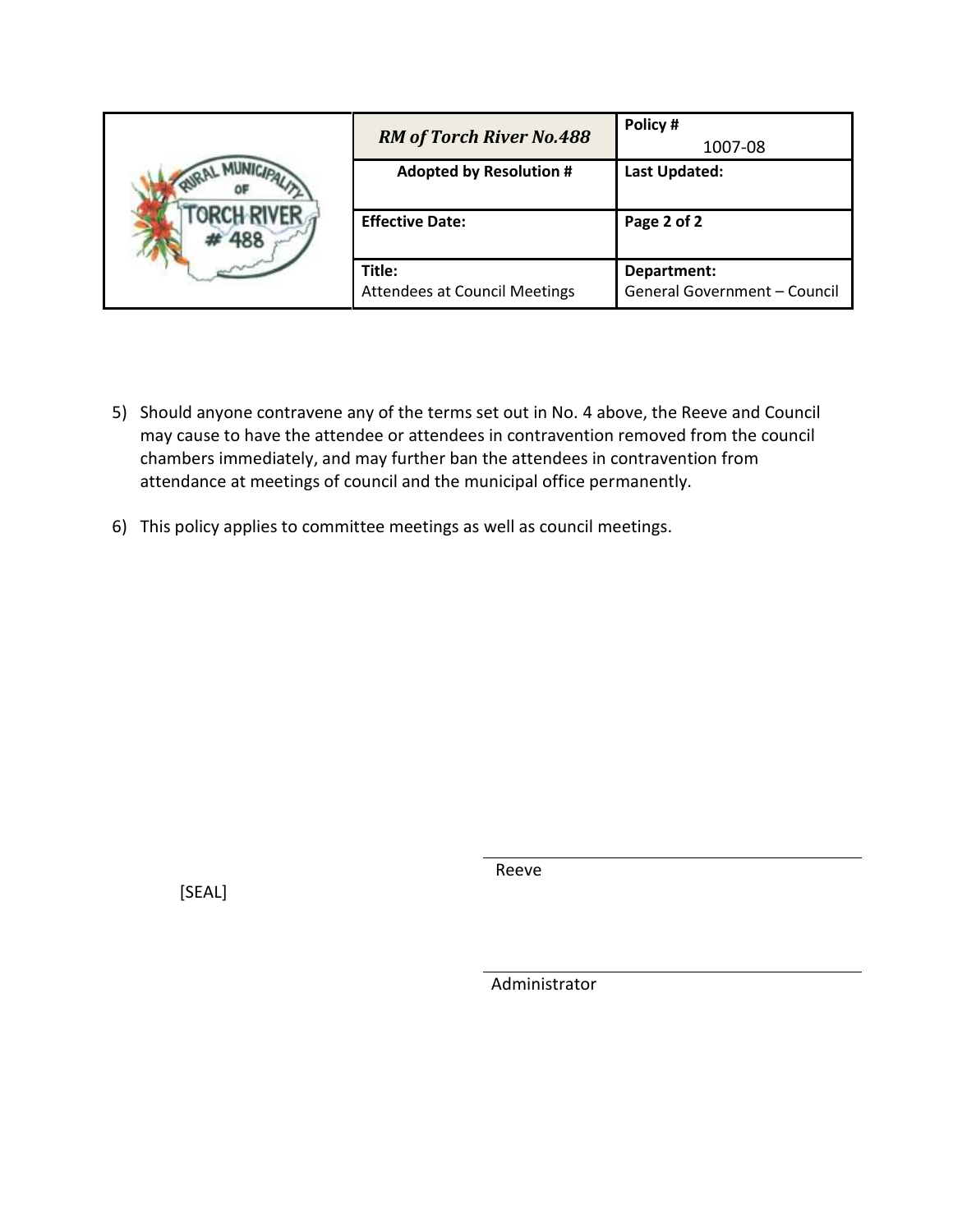| | RM of Torch River No.488 | Policy # 1007-08 |
|---|---|---|
| | Adopted by Resolution # | Last Updated: |
| | Effective Date: | |
| | Title: Attendees at Council Meetings | Department: General Government – Council |

5) Should anyone contravene any of the terms set out in No. 4 above, the Reeve and Council may cause to have the attendee or attendees in contravention removed from the council chambers immediately, and may further ban the attendees in contravention from attendance at meetings of council and the municipal office permanently.

6) This policy applies to committee meetings as well as council meetings.

[SEAL]

Reeve

Administrator